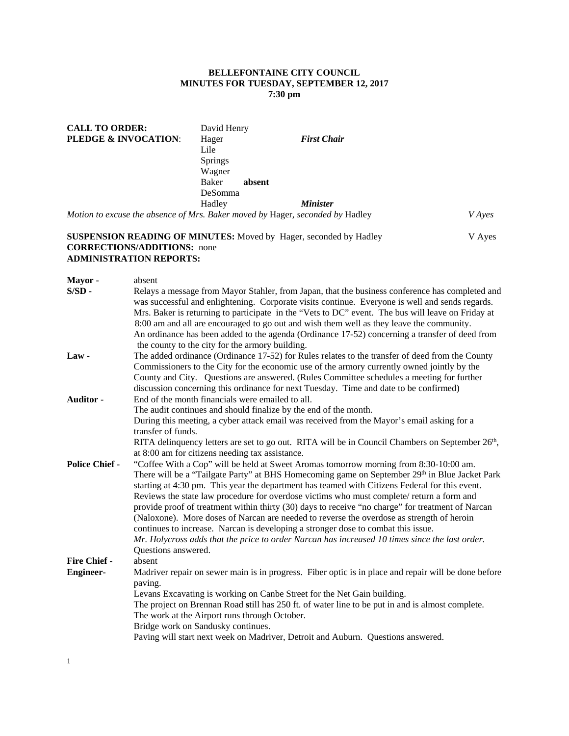**BELLEFONTAINE CITY COUNCIL**
**MINUTES FOR TUESDAY, SEPTEMBER 12, 2017**
**7:30 pm**

| | | | |
|---|---|---|---|
| **CALL TO ORDER:** | David Henry | | |
| **PLEDGE & INVOCATION**: | Hager | ***First Chair*** | |
| | Lile | | |
| | Springs | | |
| | Wagner | | |
| | Baker **absent** | | |
| | DeSomma | | |
| | Hadley | ***Minister*** | |

*Motion to excuse the absence of Mrs. Baker moved by* Hager, *seconded by* Hadley *V Ayes*

**SUSPENSION READING OF MINUTES:** Moved by Hager, seconded by Hadley V Ayes
**CORRECTIONS/ADDITIONS:** none
**ADMINISTRATION REPORTS:**

**Mayor -** absent

**S/SD -** Relays a message from Mayor Stahler, from Japan, that the business conference has completed and was successful and enlightening. Corporate visits continue. Everyone is well and sends regards. Mrs. Baker is returning to participate in the "Vets to DC" event. The bus will leave on Friday at 8:00 am and all are encouraged to go out and wish them well as they leave the community. An ordinance has been added to the agenda (Ordinance 17-52) concerning a transfer of deed from the county to the city for the armory building.

**Law -** The added ordinance (Ordinance 17-52) for Rules relates to the transfer of deed from the County Commissioners to the City for the economic use of the armory currently owned jointly by the County and City. Questions are answered. (Rules Committee schedules a meeting for further discussion concerning this ordinance for next Tuesday. Time and date to be confirmed)

**Auditor -** End of the month financials were emailed to all.
The audit continues and should finalize by the end of the month.
During this meeting, a cyber attack email was received from the Mayor's email asking for a transfer of funds.
RITA delinquency letters are set to go out. RITA will be in Council Chambers on September 26th, at 8:00 am for citizens needing tax assistance.

**Police Chief -** "Coffee With a Cop" will be held at Sweet Aromas tomorrow morning from 8:30-10:00 am.
There will be a "Tailgate Party" at BHS Homecoming game on September 29th in Blue Jacket Park starting at 4:30 pm. This year the department has teamed with Citizens Federal for this event.
Reviews the state law procedure for overdose victims who must complete/ return a form and provide proof of treatment within thirty (30) days to receive "no charge" for treatment of Narcan (Naloxone). More doses of Narcan are needed to reverse the overdose as strength of heroin continues to increase. Narcan is developing a stronger dose to combat this issue.
*Mr. Holycross adds that the price to order Narcan has increased 10 times since the last order.*
Questions answered.

**Fire Chief -** absent

**Engineer-** Madriver repair on sewer main is in progress. Fiber optic is in place and repair will be done before paving.
Levans Excavating is working on Canbe Street for the Net Gain building.
The project on Brennan Road still has 250 ft. of water line to be put in and is almost complete.
The work at the Airport runs through October.
Bridge work on Sandusky continues.
Paving will start next week on Madriver, Detroit and Auburn. Questions answered.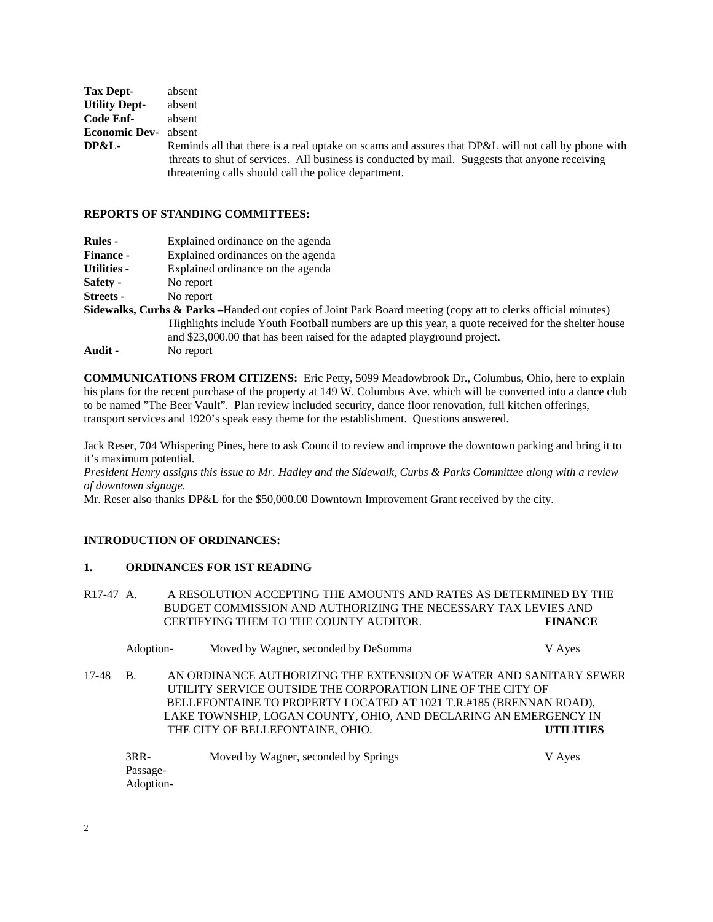**Tax Dept-** absent
**Utility Dept-** absent
**Code Enf-** absent
**Economic Dev-** absent
**DP&L-** Reminds all that there is a real uptake on scams and assures that DP&L will not call by phone with threats to shut of services. All business is conducted by mail. Suggests that anyone receiving threatening calls should call the police department.

**REPORTS OF STANDING COMMITTEES:**

**Rules -** Explained ordinance on the agenda
**Finance -** Explained ordinances on the agenda
**Utilities -** Explained ordinance on the agenda
**Safety -** No report
**Streets -** No report
**Sidewalks, Curbs & Parks –**Handed out copies of Joint Park Board meeting (copy att to clerks official minutes) Highlights include Youth Football numbers are up this year, a quote received for the shelter house and $23,000.00 that has been raised for the adapted playground project.
**Audit -** No report

**COMMUNICATIONS FROM CITIZENS:** Eric Petty, 5099 Meadowbrook Dr., Columbus, Ohio, here to explain his plans for the recent purchase of the property at 149 W. Columbus Ave. which will be converted into a dance club to be named "The Beer Vault". Plan review included security, dance floor renovation, full kitchen offerings, transport services and 1920's speak easy theme for the establishment. Questions answered.

Jack Reser, 704 Whispering Pines, here to ask Council to review and improve the downtown parking and bring it to it's maximum potential.
*President Henry assigns this issue to Mr. Hadley and the Sidewalk, Curbs & Parks Committee along with a review of downtown signage.*
Mr. Reser also thanks DP&L for the $50,000.00 Downtown Improvement Grant received by the city.

**INTRODUCTION OF ORDINANCES:**

**1. ORDINANCES FOR 1ST READING**

R17-47 A. A RESOLUTION ACCEPTING THE AMOUNTS AND RATES AS DETERMINED BY THE BUDGET COMMISSION AND AUTHORIZING THE NECESSARY TAX LEVIES AND CERTIFYING THEM TO THE COUNTY AUDITOR. **FINANCE**

Adoption- Moved by Wagner, seconded by DeSomma V Ayes

17-48 B. AN ORDINANCE AUTHORIZING THE EXTENSION OF WATER AND SANITARY SEWER UTILITY SERVICE OUTSIDE THE CORPORATION LINE OF THE CITY OF BELLEFONTAINE TO PROPERTY LOCATED AT 1021 T.R.#185 (BRENNAN ROAD), LAKE TOWNSHIP, LOGAN COUNTY, OHIO, AND DECLARING AN EMERGENCY IN THE CITY OF BELLEFONTAINE, OHIO. **UTILITIES**

3RR- Moved by Wagner, seconded by Springs V Ayes
Passage-
Adoption-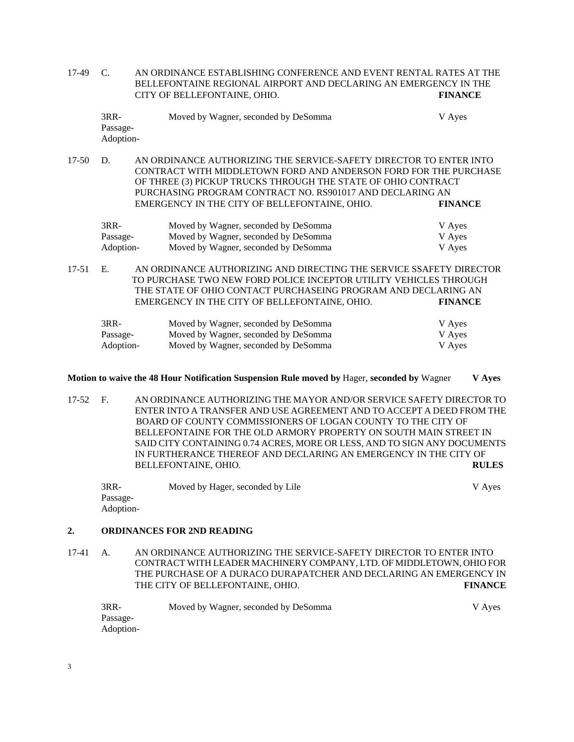17-49 C. AN ORDINANCE ESTABLISHING CONFERENCE AND EVENT RENTAL RATES AT THE BELLEFONTAINE REGIONAL AIRPORT AND DECLARING AN EMERGENCY IN THE CITY OF BELLEFONTAINE, OHIO. **FINANCE**

| | | |
|---|---|---|
| 3RR- | Moved by Wagner, seconded by DeSomma | V Ayes |
| Passage- | | |
| Adoption- | | |

17-50 D. AN ORDINANCE AUTHORIZING THE SERVICE-SAFETY DIRECTOR TO ENTER INTO CONTRACT WITH MIDDLETOWN FORD AND ANDERSON FORD FOR THE PURCHASE OF THREE (3) PICKUP TRUCKS THROUGH THE STATE OF OHIO CONTRACT PURCHASING PROGRAM CONTRACT NO. RS901017 AND DECLARING AN EMERGENCY IN THE CITY OF BELLEFONTAINE, OHIO. **FINANCE**

| | | |
|---|---|---|
| 3RR- | Moved by Wagner, seconded by DeSomma | V Ayes |
| Passage- | Moved by Wagner, seconded by DeSomma | V Ayes |
| Adoption- | Moved by Wagner, seconded by DeSomma | V Ayes |

17-51 E. AN ORDINANCE AUTHORIZING AND DIRECTING THE SERVICE SSAFETY DIRECTOR TO PURCHASE TWO NEW FORD POLICE INCEPTOR UTILITY VEHICLES THROUGH THE STATE OF OHIO CONTACT PURCHASEING PROGRAM AND DECLARING AN EMERGENCY IN THE CITY OF BELLEFONTAINE, OHIO. **FINANCE**

| | | |
|---|---|---|
| 3RR- | Moved by Wagner, seconded by DeSomma | V Ayes |
| Passage- | Moved by Wagner, seconded by DeSomma | V Ayes |
| Adoption- | Moved by Wagner, seconded by DeSomma | V Ayes |

**Motion to waive the 48 Hour Notification Suspension Rule moved by** Hager, **seconded by** Wagner **V Ayes**

17-52 F. AN ORDINANCE AUTHORIZING THE MAYOR AND/OR SERVICE SAFETY DIRECTOR TO ENTER INTO A TRANSFER AND USE AGREEMENT AND TO ACCEPT A DEED FROM THE BOARD OF COUNTY COMMISSIONERS OF LOGAN COUNTY TO THE CITY OF BELLEFONTAINE FOR THE OLD ARMORY PROPERTY ON SOUTH MAIN STREET IN SAID CITY CONTAINING 0.74 ACRES, MORE OR LESS, AND TO SIGN ANY DOCUMENTS IN FURTHERANCE THEREOF AND DECLARING AN EMERGENCY IN THE CITY OF BELLEFONTAINE, OHIO. **RULES**

| | | |
|---|---|---|
| 3RR- | Moved by Hager, seconded by Lile | V Ayes |
| Passage- | | |
| Adoption- | | |

## 2. ORDINANCES FOR 2ND READING

17-41 A. AN ORDINANCE AUTHORIZING THE SERVICE-SAFETY DIRECTOR TO ENTER INTO CONTRACT WITH LEADER MACHINERY COMPANY, LTD. OF MIDDLETOWN, OHIO FOR THE PURCHASE OF A DURACO DURAPATCHER AND DECLARING AN EMERGENCY IN THE CITY OF BELLEFONTAINE, OHIO. **FINANCE**

| | | |
|---|---|---|
| 3RR- | Moved by Wagner, seconded by DeSomma | V Ayes |
| Passage- | | |
| Adoption- | | |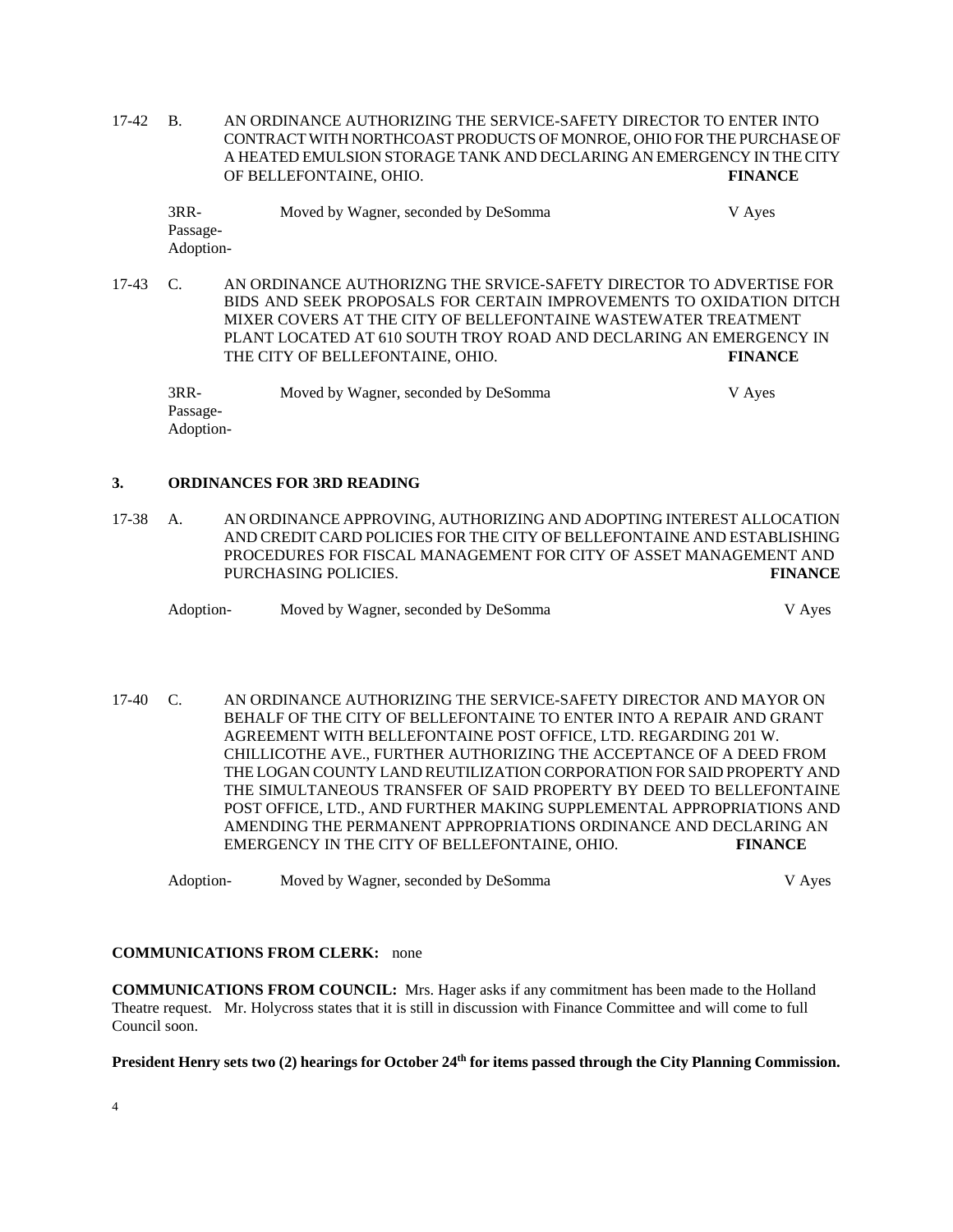17-42 B. AN ORDINANCE AUTHORIZING THE SERVICE-SAFETY DIRECTOR TO ENTER INTO CONTRACT WITH NORTHCOAST PRODUCTS OF MONROE, OHIO FOR THE PURCHASE OF A HEATED EMULSION STORAGE TANK AND DECLARING AN EMERGENCY IN THE CITY OF BELLEFONTAINE, OHIO. **FINANCE**

3RR-
Passage-
Adoption- Moved by Wagner, seconded by DeSomma V Ayes

17-43 C. AN ORDINANCE AUTHORIZNG THE SRVICE-SAFETY DIRECTOR TO ADVERTISE FOR BIDS AND SEEK PROPOSALS FOR CERTAIN IMPROVEMENTS TO OXIDATION DITCH MIXER COVERS AT THE CITY OF BELLEFONTAINE WASTEWATER TREATMENT PLANT LOCATED AT 610 SOUTH TROY ROAD AND DECLARING AN EMERGENCY IN THE CITY OF BELLEFONTAINE, OHIO. **FINANCE**

3RR-
Passage-
Adoption- Moved by Wagner, seconded by DeSomma V Ayes

## 3. ORDINANCES FOR 3RD READING

17-38 A. AN ORDINANCE APPROVING, AUTHORIZING AND ADOPTING INTEREST ALLOCATION AND CREDIT CARD POLICIES FOR THE CITY OF BELLEFONTAINE AND ESTABLISHING PROCEDURES FOR FISCAL MANAGEMENT FOR CITY OF ASSET MANAGEMENT AND PURCHASING POLICIES. **FINANCE**

Adoption- Moved by Wagner, seconded by DeSomma V Ayes

17-40 C. AN ORDINANCE AUTHORIZING THE SERVICE-SAFETY DIRECTOR AND MAYOR ON BEHALF OF THE CITY OF BELLEFONTAINE TO ENTER INTO A REPAIR AND GRANT AGREEMENT WITH BELLEFONTAINE POST OFFICE, LTD. REGARDING 201 W. CHILLICOTHE AVE., FURTHER AUTHORIZING THE ACCEPTANCE OF A DEED FROM THE LOGAN COUNTY LAND REUTILIZATION CORPORATION FOR SAID PROPERTY AND THE SIMULTANEOUS TRANSFER OF SAID PROPERTY BY DEED TO BELLEFONTAINE POST OFFICE, LTD., AND FURTHER MAKING SUPPLEMENTAL APPROPRIATIONS AND AMENDING THE PERMANENT APPROPRIATIONS ORDINANCE AND DECLARING AN EMERGENCY IN THE CITY OF BELLEFONTAINE, OHIO. **FINANCE**

Adoption- Moved by Wagner, seconded by DeSomma V Ayes

**COMMUNICATIONS FROM CLERK:** none

**COMMUNICATIONS FROM COUNCIL:** Mrs. Hager asks if any commitment has been made to the Holland Theatre request. Mr. Holycross states that it is still in discussion with Finance Committee and will come to full Council soon.

**President Henry sets two (2) hearings for October 24th for items passed through the City Planning Commission.**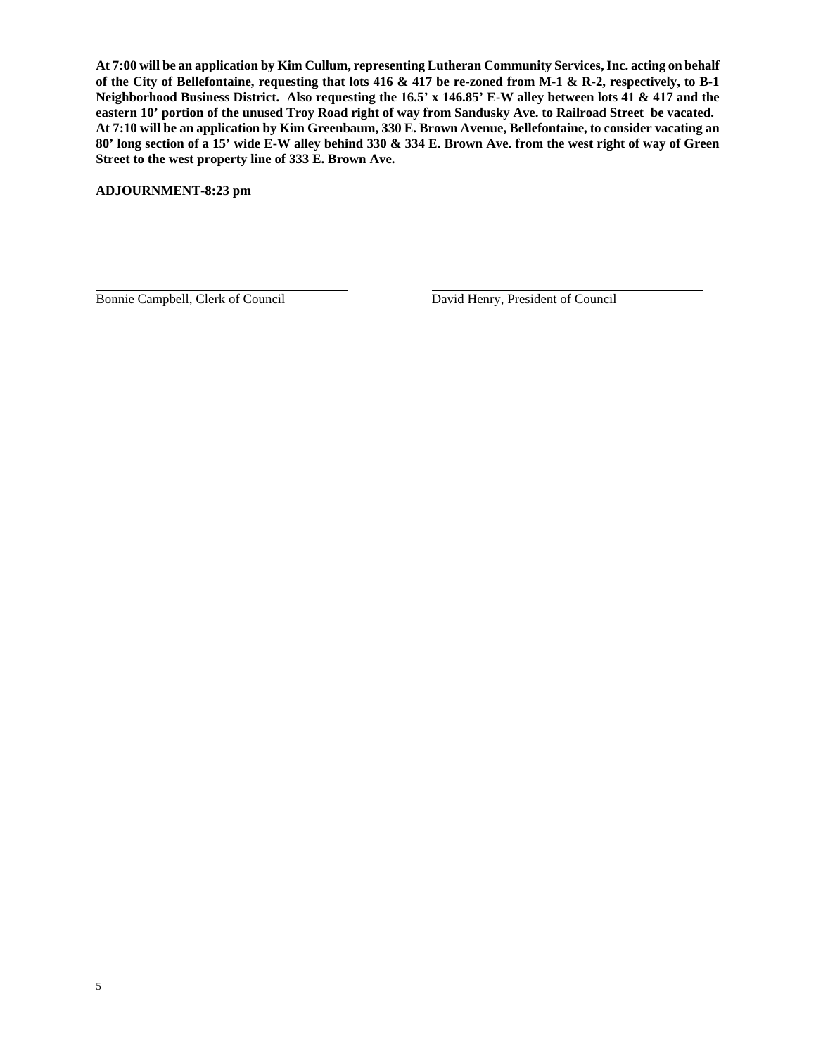**At 7:00 will be an application by Kim Cullum, representing Lutheran Community Services, Inc. acting on behalf of the City of Bellefontaine, requesting that lots 416 & 417 be re-zoned from M-1 & R-2, respectively, to B-1 Neighborhood Business District. Also requesting the 16.5' x 146.85' E-W alley between lots 41 & 417 and the eastern 10' portion of the unused Troy Road right of way from Sandusky Ave. to Railroad Street be vacated. At 7:10 will be an application by Kim Greenbaum, 330 E. Brown Avenue, Bellefontaine, to consider vacating an 80' long section of a 15' wide E-W alley behind 330 & 334 E. Brown Ave. from the west right of way of Green Street to the west property line of 333 E. Brown Ave.**

**ADJOURNMENT-8:23 pm**

Bonnie Campbell, Clerk of Council

David Henry, President of Council